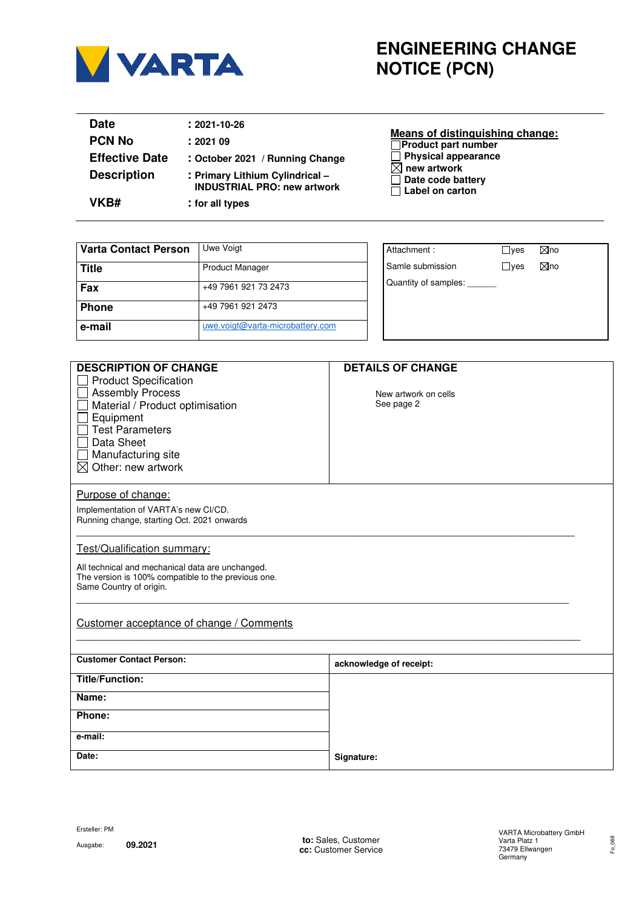VARTA

# ENGINEERING CHANGE NOTICE (PCN)

| | |
|---|---|
| **Date** | **: 2021-10-26** |
| **PCN No** | **: 2021 09** |
| **Effective Date** | **: October 2021 / Running Change** |
| **Description** | **: Primary Lithium Cylindrical – INDUSTRIAL PRO: new artwork** |
| **VKB#** | **: for all types** |

**Means of distinguishing change:**

- ☐ **Product part number**
- ☐ **Physical appearance**
- ☒ **new artwork**
- ☐ **Date code battery**
- ☐ **Label on carton**

| | |
|---|---|
| **Varta Contact Person** | Uwe Voigt |
| **Title** | Product Manager |
| **Fax** | +49 7961 921 73 2473 |
| **Phone** | +49 7961 921 2473 |
| **e-mail** | uwe.voigt@varta-microbattery.com |

| | | |
|---|---|---|
| Attachment : | ☐yes | ☒no |
| Samle submission | ☐yes | ☒no |
| Quantity of samples: ______ | | |

| **DESCRIPTION OF CHANGE** | **DETAILS OF CHANGE** |
|---|---|
| ☐ Product Specification<br>☐ Assembly Process<br>☐ Material / Product optimisation<br>☐ Equipment<br>☐ Test Parameters<br>☐ Data Sheet<br>☐ Manufacturing site<br>☒ Other: new artwork | New artwork on cells<br>See page 2 |

Purpose of change:

Implementation of VARTA's new CI/CD.
Running change, starting Oct. 2021 onwards

Test/Qualification summary:

All technical and mechanical data are unchanged.
The version is 100% compatible to the previous one.
Same Country of origin.

Customer acceptance of change / Comments

| | |
|---|---|
| **Customer Contact Person:** | **acknowledge of receipt:** |
| **Title/Function:** | |
| **Name:** | |
| **Phone:** | |
| **e-mail:** | |
| **Date:** | **Signature:** |

Ersteller: PM

Ausgabe: **09.2021**

**to:** Sales, Customer
**cc:** Customer Service

VARTA Microbattery GmbH
Varta Platz 1
73479 Ellwangen
Germany

Fo_069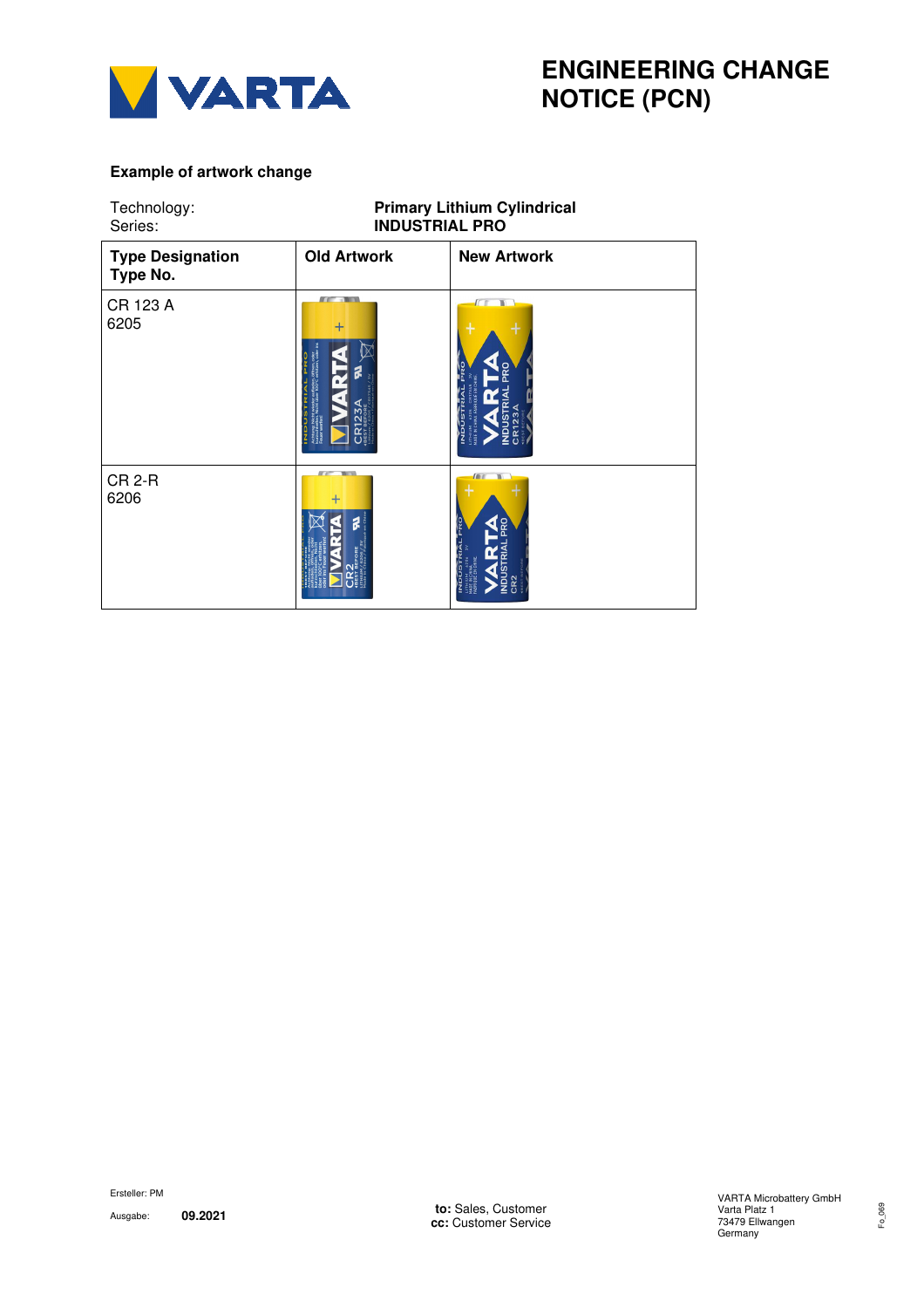# ENGINEERING CHANGE NOTICE (PCN)

**Example of artwork change**

Technology: **Primary Lithium Cylindrical**
Series: **INDUSTRIAL PRO**

| Type Designation Type No. | Old Artwork | New Artwork |
|---|---|---|
| CR 123 A<br>6205 | | |
| CR 2-R<br>6206 | | |

Ersteller: PM

Ausgabe: **09.2021**

**to:** Sales, Customer
**cc:** Customer Service

VARTA Microbattery GmbH
Varta Platz 1
73479 Ellwangen
Germany

Fo_069